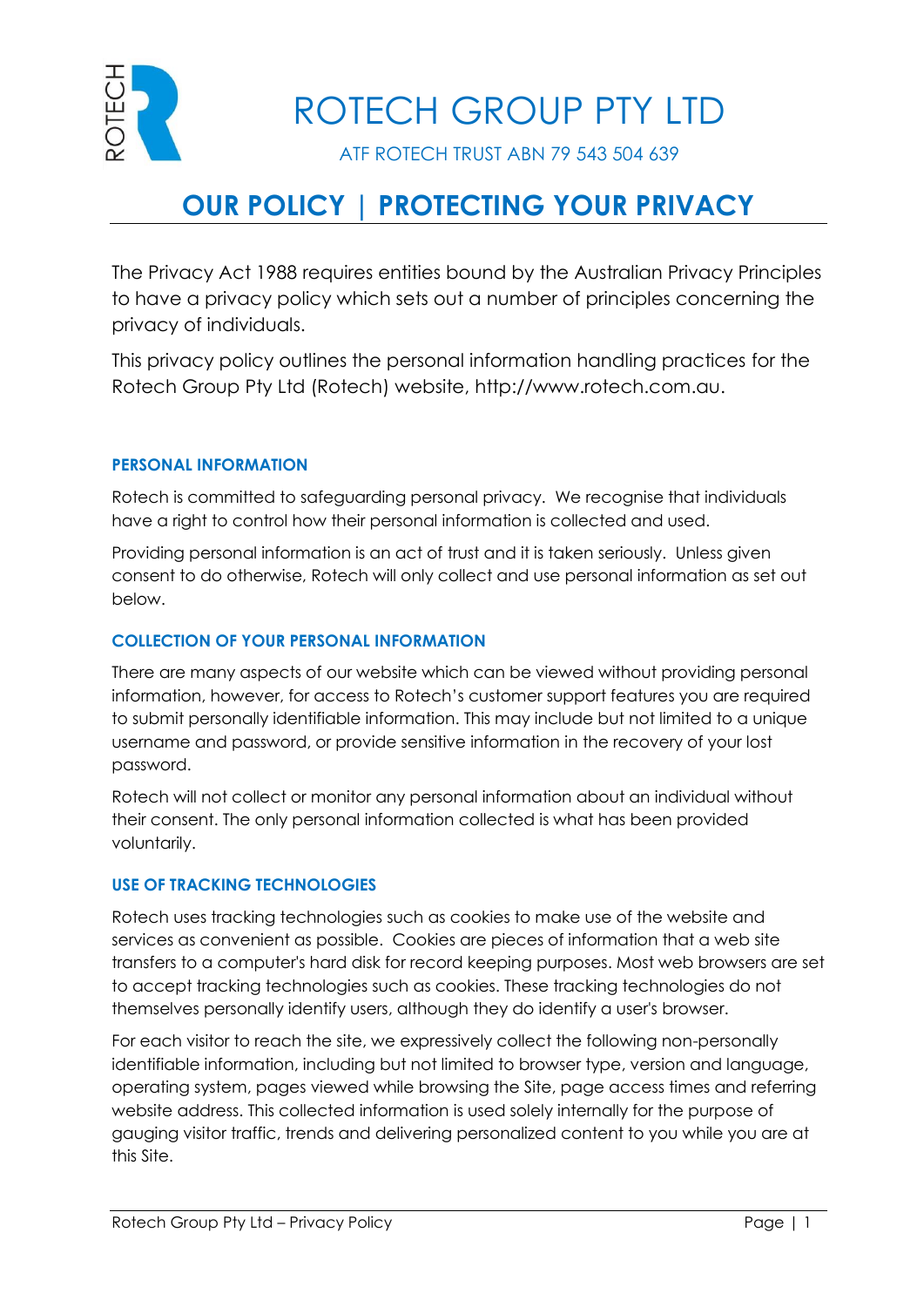# ROTECH GROUP PTY LTD

ATF ROTECH TRUST ABN 79 543 504 639

## OUR POLICY | PROTECTING YOUR PRIVACY

The Privacy Act 1988 requires entities bound by the Australian Privacy Principles to have a privacy policy which sets out a number of principles concerning the privacy of individuals.

This privacy policy outlines the personal information handling practices for the Rotech Group Pty Ltd (Rotech) website, http://www.rotech.com.au.

### PERSONAL INFORMATION

Rotech is committed to safeguarding personal privacy. We recognise that individuals have a right to control how their personal information is collected and used.

Providing personal information is an act of trust and it is taken seriously. Unless given consent to do otherwise, Rotech will only collect and use personal information as set out below.

### COLLECTION OF YOUR PERSONAL INFORMATION

There are many aspects of our website which can be viewed without providing personal information, however, for access to Rotech's customer support features you are required to submit personally identifiable information. This may include but not limited to a unique username and password, or provide sensitive information in the recovery of your lost password.

Rotech will not collect or monitor any personal information about an individual without their consent. The only personal information collected is what has been provided voluntarily.

### USE OF TRACKING TECHNOLOGIES

Rotech uses tracking technologies such as cookies to make use of the website and services as convenient as possible. Cookies are pieces of information that a web site transfers to a computer's hard disk for record keeping purposes. Most web browsers are set to accept tracking technologies such as cookies. These tracking technologies do not themselves personally identify users, although they do identify a user's browser.

For each visitor to reach the site, we expressively collect the following non-personally identifiable information, including but not limited to browser type, version and language, operating system, pages viewed while browsing the Site, page access times and referring website address. This collected information is used solely internally for the purpose of gauging visitor traffic, trends and delivering personalized content to you while you are at this Site.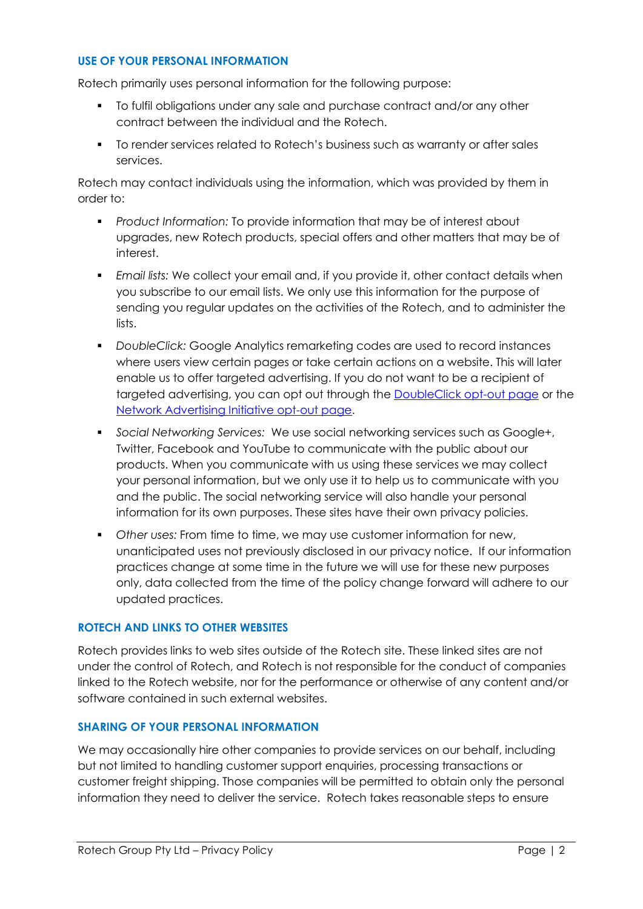## USE OF YOUR PERSONAL INFORMATION

Rotech primarily uses personal information for the following purpose:

- To fulfil obligations under any sale and purchase contract and/or any other contract between the individual and the Rotech.
- To render services related to Rotech's business such as warranty or after sales services.

Rotech may contact individuals using the information, which was provided by them in order to:

- *Product Information:* To provide information that may be of interest about upgrades, new Rotech products, special offers and other matters that may be of interest.
- *Email lists:* We collect your email and, if you provide it, other contact details when you subscribe to our email lists. We only use this information for the purpose of sending you regular updates on the activities of the Rotech, and to administer the lists.
- *DoubleClick:* Google Analytics remarketing codes are used to record instances where users view certain pages or take certain actions on a website. This will later enable us to offer targeted advertising. If you do not want to be a recipient of targeted advertising, you can opt out through the DoubleClick opt-out page or the Network Advertising Initiative opt-out page.
- *Social Networking Services:* We use social networking services such as Google+, Twitter, Facebook and YouTube to communicate with the public about our products. When you communicate with us using these services we may collect your personal information, but we only use it to help us to communicate with you and the public. The social networking service will also handle your personal information for its own purposes. These sites have their own privacy policies.
- *Other uses:* From time to time, we may use customer information for new, unanticipated uses not previously disclosed in our privacy notice. If our information practices change at some time in the future we will use for these new purposes only, data collected from the time of the policy change forward will adhere to our updated practices.

## ROTECH AND LINKS TO OTHER WEBSITES

Rotech provides links to web sites outside of the Rotech site. These linked sites are not under the control of Rotech, and Rotech is not responsible for the conduct of companies linked to the Rotech website, nor for the performance or otherwise of any content and/or software contained in such external websites.

## SHARING OF YOUR PERSONAL INFORMATION

We may occasionally hire other companies to provide services on our behalf, including but not limited to handling customer support enquiries, processing transactions or customer freight shipping. Those companies will be permitted to obtain only the personal information they need to deliver the service. Rotech takes reasonable steps to ensure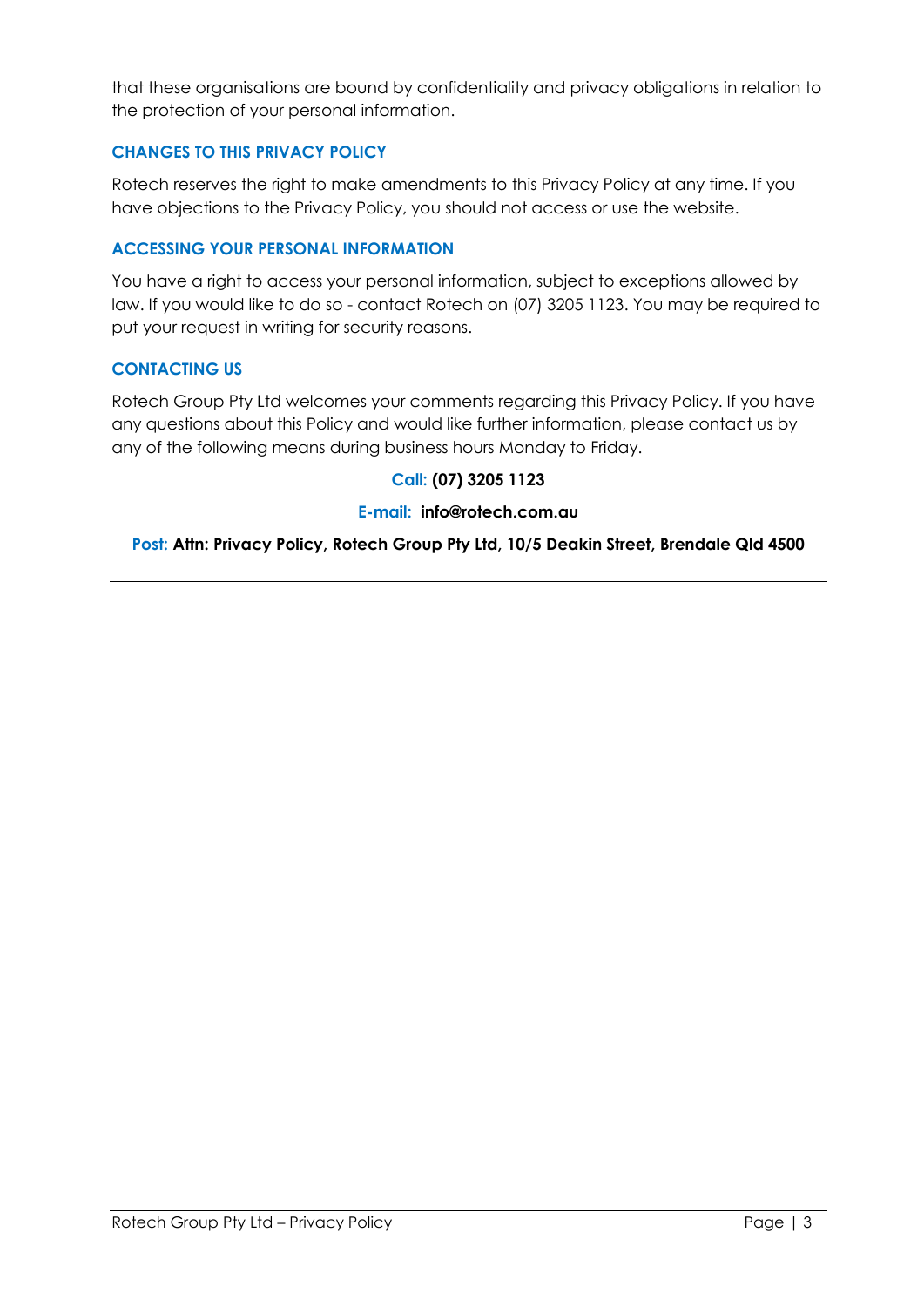that these organisations are bound by confidentiality and privacy obligations in relation to the protection of your personal information.

## CHANGES TO THIS PRIVACY POLICY

Rotech reserves the right to make amendments to this Privacy Policy at any time. If you have objections to the Privacy Policy, you should not access or use the website.

## ACCESSING YOUR PERSONAL INFORMATION

You have a right to access your personal information, subject to exceptions allowed by law. If you would like to do so - contact Rotech on (07) 3205 1123. You may be required to put your request in writing for security reasons.

## CONTACTING US

Rotech Group Pty Ltd welcomes your comments regarding this Privacy Policy. If you have any questions about this Policy and would like further information, please contact us by any of the following means during business hours Monday to Friday.

Call: **(07) 3205 1123**

E-mail: **info@rotech.com.au**

Post: **Attn: Privacy Policy, Rotech Group Pty Ltd, 10/5 Deakin Street, Brendale Qld 4500**